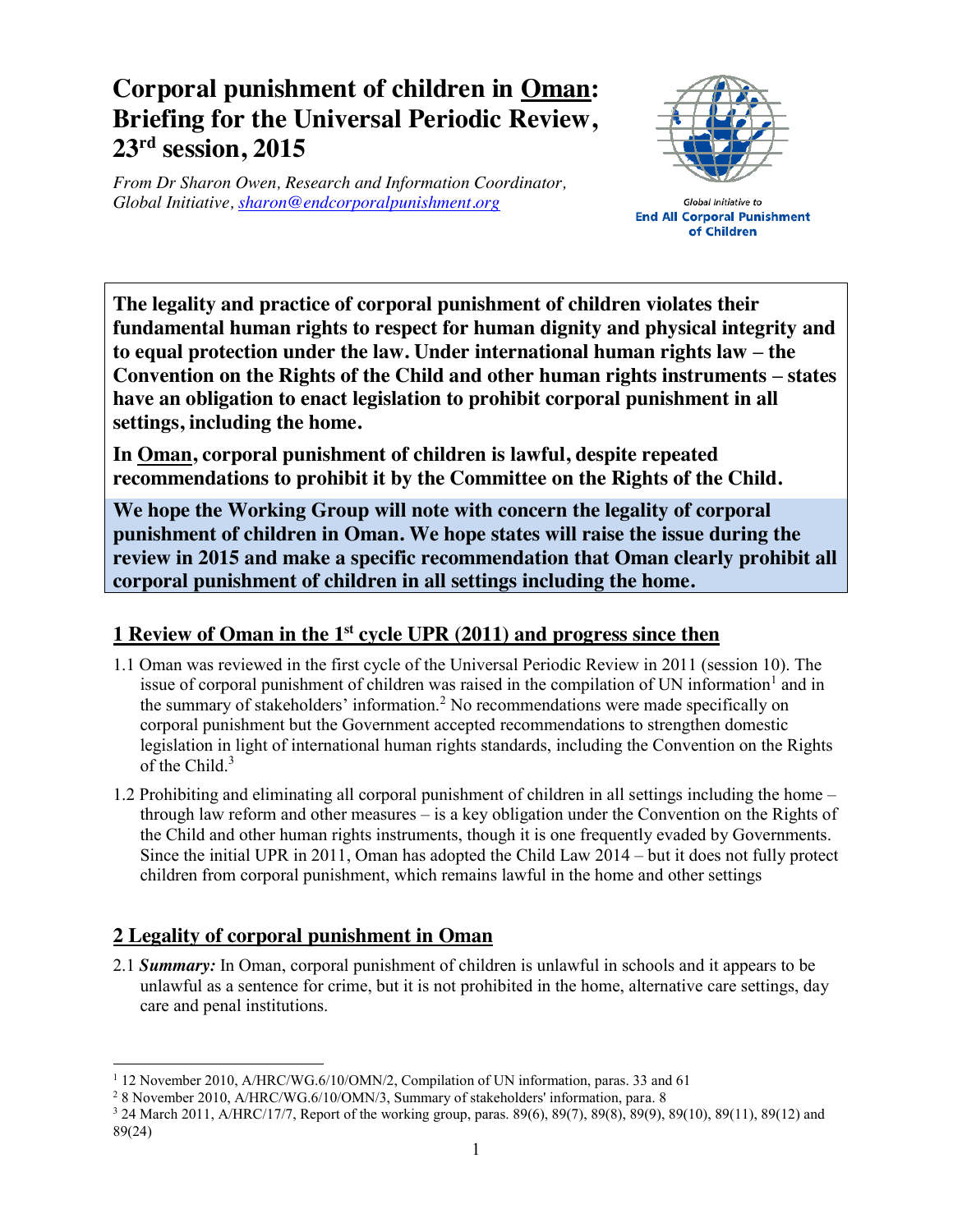# Corporal punishment of children in Oman: Briefing for the Universal Periodic Review, 23rd session, 2015

*From Dr Sharon Owen, Research and Information Coordinator, Global Initiative, sharon@endcorporalpunishment.org*

Global Initiative to **End All Corporal Punishment of Children**

**The legality and practice of corporal punishment of children violates their fundamental human rights to respect for human dignity and physical integrity and to equal protection under the law. Under international human rights law – the Convention on the Rights of the Child and other human rights instruments – states have an obligation to enact legislation to prohibit corporal punishment in all settings, including the home.**

**In Oman, corporal punishment of children is lawful, despite repeated recommendations to prohibit it by the Committee on the Rights of the Child.**

**We hope the Working Group will note with concern the legality of corporal punishment of children in Oman. We hope states will raise the issue during the review in 2015 and make a specific recommendation that Oman clearly prohibit all corporal punishment of children in all settings including the home.**

## 1 Review of Oman in the 1st cycle UPR (2011) and progress since then

1.1 Oman was reviewed in the first cycle of the Universal Periodic Review in 2011 (session 10). The issue of corporal punishment of children was raised in the compilation of UN information[1] and in the summary of stakeholders' information.[2] No recommendations were made specifically on corporal punishment but the Government accepted recommendations to strengthen domestic legislation in light of international human rights standards, including the Convention on the Rights of the Child.[3]

1.2 Prohibiting and eliminating all corporal punishment of children in all settings including the home – through law reform and other measures – is a key obligation under the Convention on the Rights of the Child and other human rights instruments, though it is one frequently evaded by Governments. Since the initial UPR in 2011, Oman has adopted the Child Law 2014 – but it does not fully protect children from corporal punishment, which remains lawful in the home and other settings

## 2 Legality of corporal punishment in Oman

2.1 ***Summary:*** In Oman, corporal punishment of children is unlawful in schools and it appears to be unlawful as a sentence for crime, but it is not prohibited in the home, alternative care settings, day care and penal institutions.

---

[1] 12 November 2010, A/HRC/WG.6/10/OMN/2, Compilation of UN information, paras. 33 and 61

[2] 8 November 2010, A/HRC/WG.6/10/OMN/3, Summary of stakeholders' information, para. 8

[3] 24 March 2011, A/HRC/17/7, Report of the working group, paras. 89(6), 89(7), 89(8), 89(9), 89(10), 89(11), 89(12) and 89(24)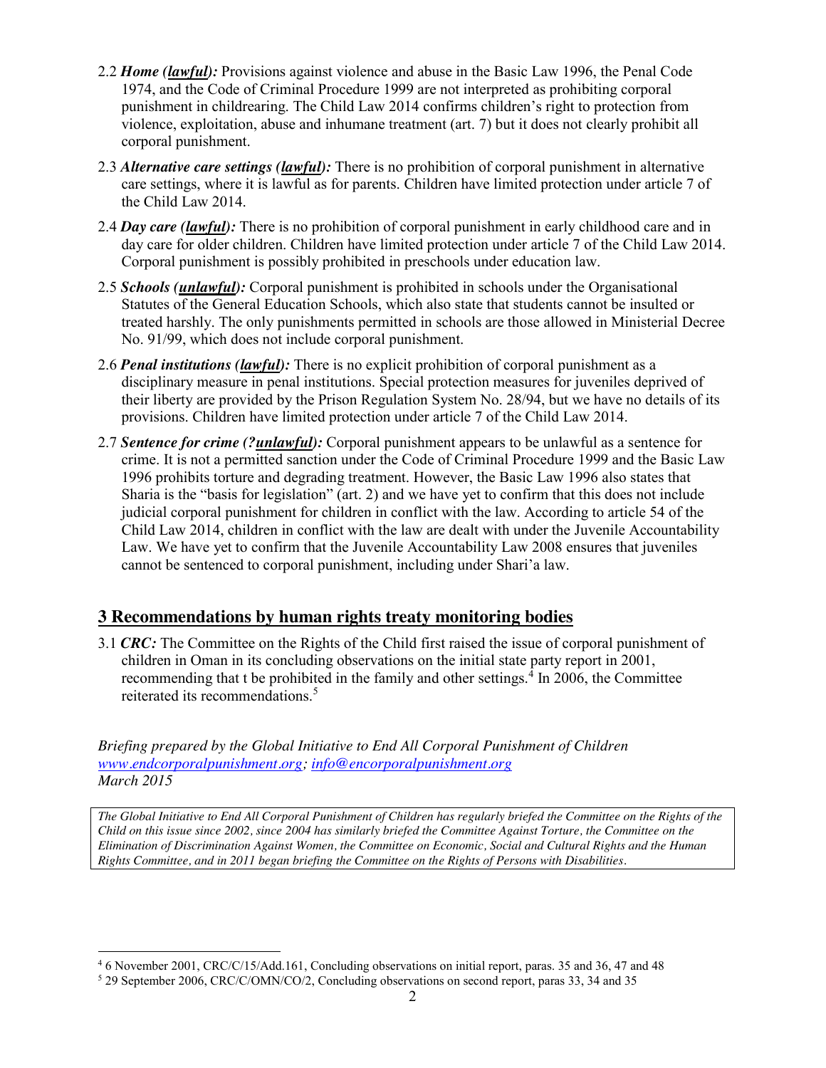2.2 ***Home (lawful):*** Provisions against violence and abuse in the Basic Law 1996, the Penal Code 1974, and the Code of Criminal Procedure 1999 are not interpreted as prohibiting corporal punishment in childrearing. The Child Law 2014 confirms children's right to protection from violence, exploitation, abuse and inhumane treatment (art. 7) but it does not clearly prohibit all corporal punishment.

2.3 ***Alternative care settings (lawful):*** There is no prohibition of corporal punishment in alternative care settings, where it is lawful as for parents. Children have limited protection under article 7 of the Child Law 2014.

2.4 ***Day care (lawful):*** There is no prohibition of corporal punishment in early childhood care and in day care for older children. Children have limited protection under article 7 of the Child Law 2014. Corporal punishment is possibly prohibited in preschools under education law.

2.5 ***Schools (unlawful):*** Corporal punishment is prohibited in schools under the Organisational Statutes of the General Education Schools, which also state that students cannot be insulted or treated harshly. The only punishments permitted in schools are those allowed in Ministerial Decree No. 91/99, which does not include corporal punishment.

2.6 ***Penal institutions (lawful):*** There is no explicit prohibition of corporal punishment as a disciplinary measure in penal institutions. Special protection measures for juveniles deprived of their liberty are provided by the Prison Regulation System No. 28/94, but we have no details of its provisions. Children have limited protection under article 7 of the Child Law 2014.

2.7 ***Sentence for crime (?unlawful):*** Corporal punishment appears to be unlawful as a sentence for crime. It is not a permitted sanction under the Code of Criminal Procedure 1999 and the Basic Law 1996 prohibits torture and degrading treatment. However, the Basic Law 1996 also states that Sharia is the "basis for legislation" (art. 2) and we have yet to confirm that this does not include judicial corporal punishment for children in conflict with the law. According to article 54 of the Child Law 2014, children in conflict with the law are dealt with under the Juvenile Accountability Law. We have yet to confirm that the Juvenile Accountability Law 2008 ensures that juveniles cannot be sentenced to corporal punishment, including under Shari'a law.

## 3 Recommendations by human rights treaty monitoring bodies

3.1 ***CRC:*** The Committee on the Rights of the Child first raised the issue of corporal punishment of children in Oman in its concluding observations on the initial state party report in 2001, recommending that t be prohibited in the family and other settings.[4] In 2006, the Committee reiterated its recommendations.[5]

*Briefing prepared by the Global Initiative to End All Corporal Punishment of Children*
*www.endcorporalpunishment.org; info@encorporalpunishment.org*
*March 2015*

*The Global Initiative to End All Corporal Punishment of Children has regularly briefed the Committee on the Rights of the Child on this issue since 2002, since 2004 has similarly briefed the Committee Against Torture, the Committee on the Elimination of Discrimination Against Women, the Committee on Economic, Social and Cultural Rights and the Human Rights Committee, and in 2011 began briefing the Committee on the Rights of Persons with Disabilities.*

[4] 6 November 2001, CRC/C/15/Add.161, Concluding observations on initial report, paras. 35 and 36, 47 and 48

[5] 29 September 2006, CRC/C/OMN/CO/2, Concluding observations on second report, paras 33, 34 and 35